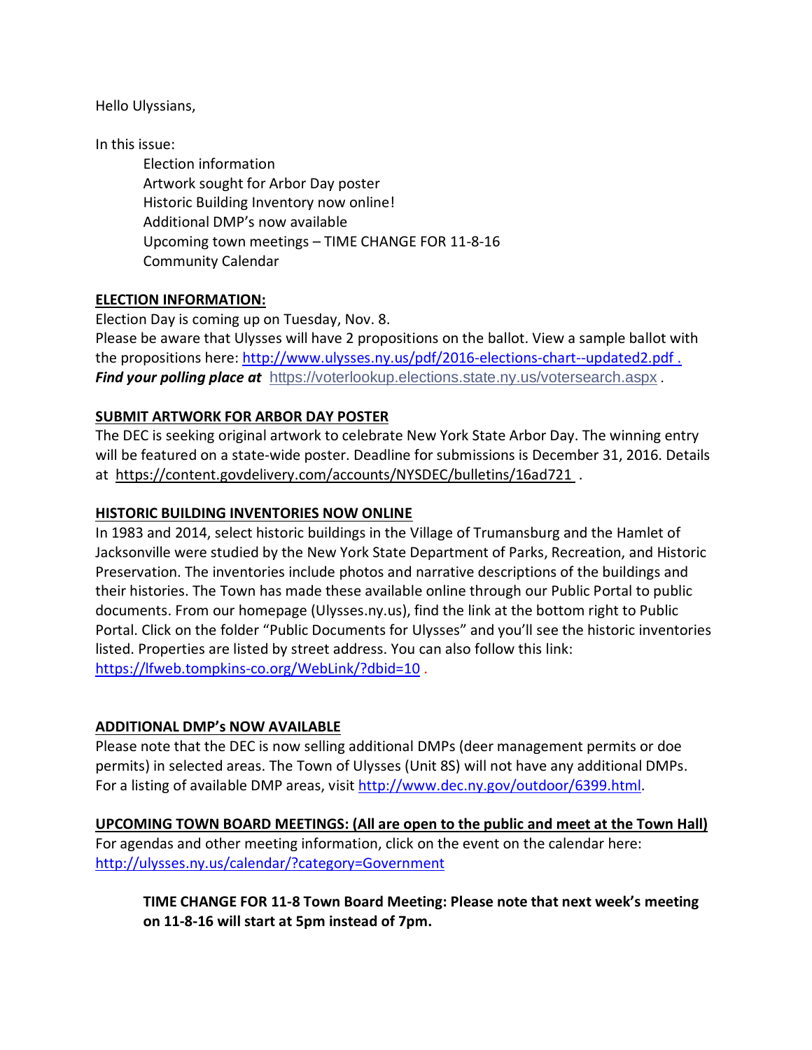Hello Ulyssians,

In this issue:

- Election information
- Artwork sought for Arbor Day poster
- Historic Building Inventory now online!
- Additional DMP's now available
- Upcoming town meetings – TIME CHANGE FOR 11-8-16
- Community Calendar

**ELECTION INFORMATION:**

Election Day is coming up on Tuesday, Nov. 8.
Please be aware that Ulysses will have 2 propositions on the ballot. View a sample ballot with the propositions here: http://www.ulysses.ny.us/pdf/2016-elections-chart--updated2.pdf .
***Find your polling place at*** https://voterlookup.elections.state.ny.us/votersearch.aspx .

**SUBMIT ARTWORK FOR ARBOR DAY POSTER**

The DEC is seeking original artwork to celebrate New York State Arbor Day. The winning entry will be featured on a state-wide poster. Deadline for submissions is December 31, 2016. Details at https://content.govdelivery.com/accounts/NYSDEC/bulletins/16ad721 .

**HISTORIC BUILDING INVENTORIES NOW ONLINE**

In 1983 and 2014, select historic buildings in the Village of Trumansburg and the Hamlet of Jacksonville were studied by the New York State Department of Parks, Recreation, and Historic Preservation. The inventories include photos and narrative descriptions of the buildings and their histories. The Town has made these available online through our Public Portal to public documents. From our homepage (Ulysses.ny.us), find the link at the bottom right to Public Portal. Click on the folder "Public Documents for Ulysses" and you'll see the historic inventories listed. Properties are listed by street address. You can also follow this link: https://lfweb.tompkins-co.org/WebLink/?dbid=10 .

**ADDITIONAL DMP's NOW AVAILABLE**

Please note that the DEC is now selling additional DMPs (deer management permits or doe permits) in selected areas. The Town of Ulysses (Unit 8S) will not have any additional DMPs. For a listing of available DMP areas, visit http://www.dec.ny.gov/outdoor/6399.html.

**UPCOMING TOWN BOARD MEETINGS: (All are open to the public and meet at the Town Hall)**

For agendas and other meeting information, click on the event on the calendar here: http://ulysses.ny.us/calendar/?category=Government

> **TIME CHANGE FOR 11-8 Town Board Meeting: Please note that next week's meeting on 11-8-16 will start at 5pm instead of 7pm.**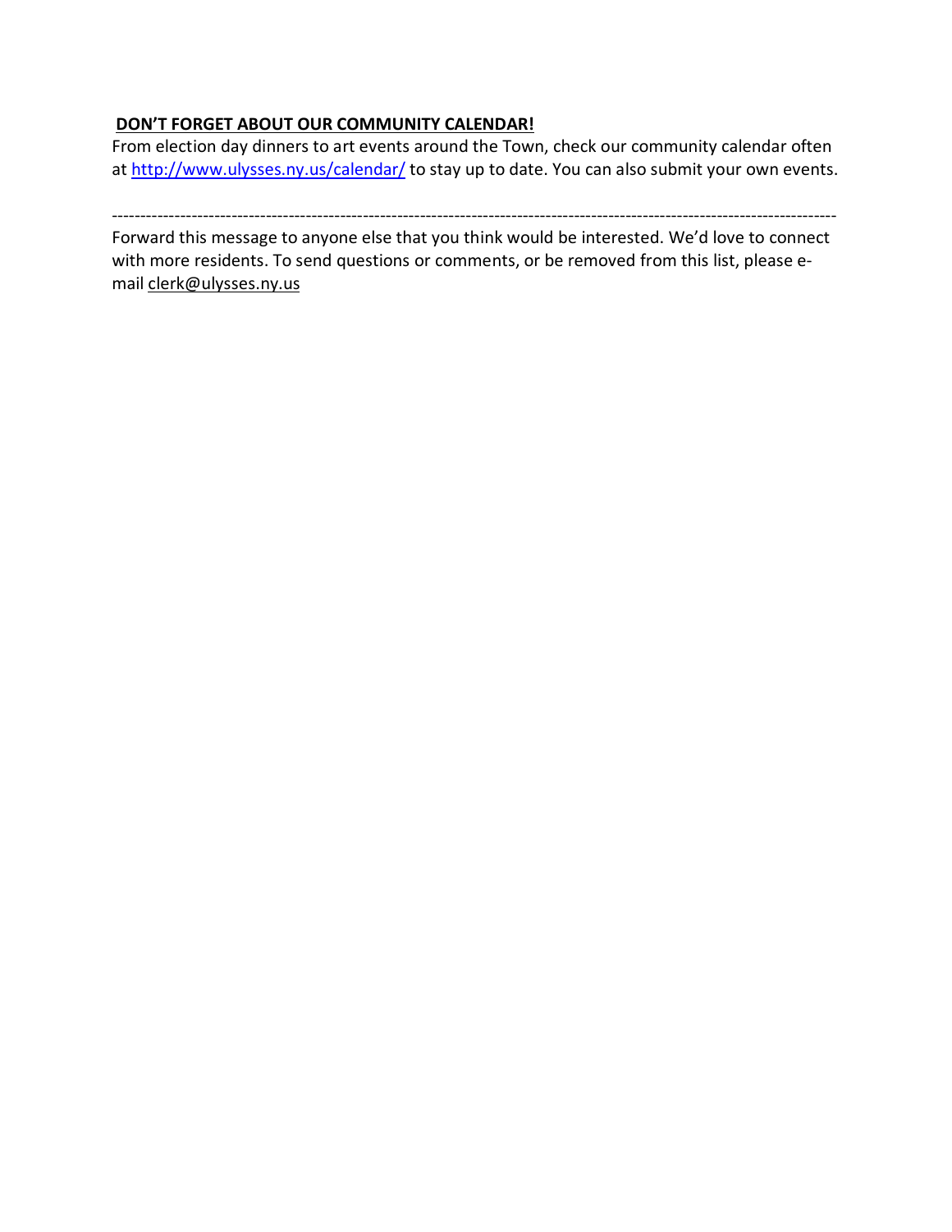**DON'T FORGET ABOUT OUR COMMUNITY CALENDAR!**

From election day dinners to art events around the Town, check our community calendar often at http://www.ulysses.ny.us/calendar/ to stay up to date. You can also submit your own events.

---

Forward this message to anyone else that you think would be interested. We'd love to connect with more residents. To send questions or comments, or be removed from this list, please e-mail clerk@ulysses.ny.us